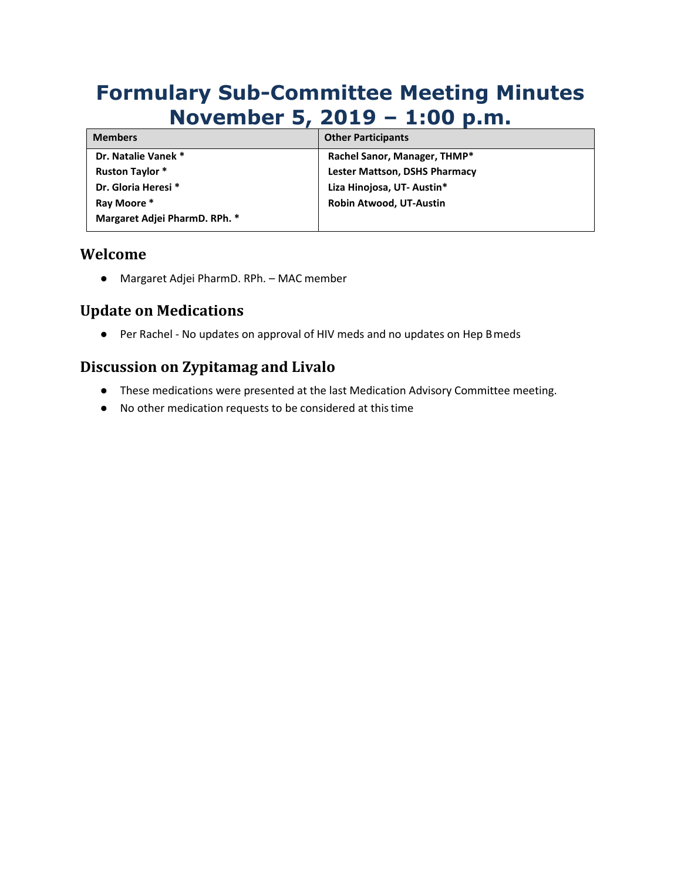# Formulary Sub-Committee Meeting Minutes November 5, 2019 – 1:00 p.m.

| Members | Other Participants |
|---|---|
| **Dr. Natalie Vanek *** | **Rachel Sanor, Manager, THMP*** |
| **Ruston Taylor *** | **Lester Mattson, DSHS Pharmacy** |
| **Dr. Gloria Heresi *** | **Liza Hinojosa, UT- Austin*** |
| **Ray Moore *** | **Robin Atwood, UT-Austin** |
| **Margaret Adjei PharmD. RPh. *** | |

## Welcome

- Margaret Adjei PharmD. RPh. – MAC member

## Update on Medications

- Per Rachel - No updates on approval of HIV meds and no updates on Hep B meds

## Discussion on Zypitamag and Livalo

- These medications were presented at the last Medication Advisory Committee meeting.
- No other medication requests to be considered at this time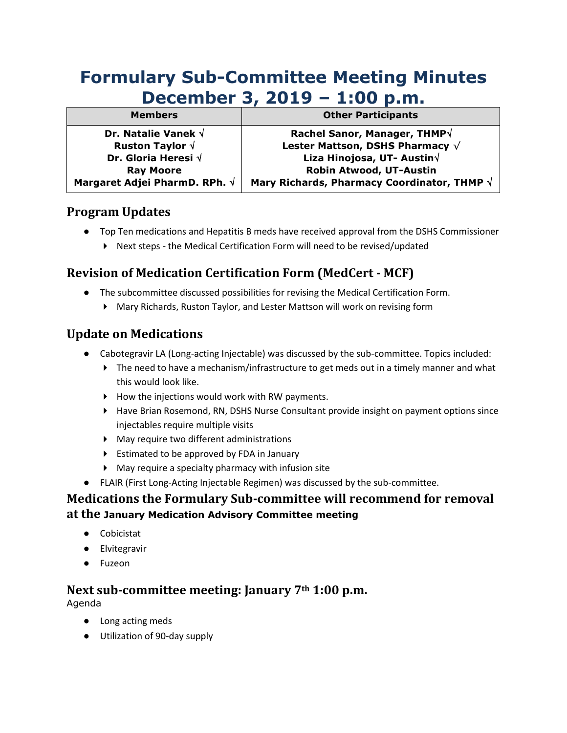# Formulary Sub-Committee Meeting Minutes December 3, 2019 – 1:00 p.m.

| Members | Other Participants |
|---|---|
| Dr. Natalie Vanek √<br>Ruston Taylor √<br>Dr. Gloria Heresi √<br>Ray Moore<br>Margaret Adjei PharmD. RPh. √ | Rachel Sanor, Manager, THMP√<br>Lester Mattson, DSHS Pharmacy √<br>Liza Hinojosa, UT- Austin√<br>Robin Atwood, UT-Austin<br>Mary Richards, Pharmacy Coordinator, THMP √ |

## Program Updates

- Top Ten medications and Hepatitis B meds have received approval from the DSHS Commissioner
  - Next steps - the Medical Certification Form will need to be revised/updated

## Revision of Medication Certification Form (MedCert - MCF)

- The subcommittee discussed possibilities for revising the Medical Certification Form.
  - Mary Richards, Ruston Taylor, and Lester Mattson will work on revising form

## Update on Medications

- Cabotegravir LA (Long-acting Injectable) was discussed by the sub-committee. Topics included:
  - The need to have a mechanism/infrastructure to get meds out in a timely manner and what this would look like.
  - How the injections would work with RW payments.
  - Have Brian Rosemond, RN, DSHS Nurse Consultant provide insight on payment options since injectables require multiple visits
  - May require two different administrations
  - Estimated to be approved by FDA in January
  - May require a specialty pharmacy with infusion site
- FLAIR (First Long-Acting Injectable Regimen) was discussed by the sub-committee.

## Medications the Formulary Sub-committee will recommend for removal at the January Medication Advisory Committee meeting

- Cobicistat
- Elvitegravir
- Fuzeon

## Next sub-committee meeting: January 7th 1:00 p.m.

Agenda

- Long acting meds
- Utilization of 90-day supply